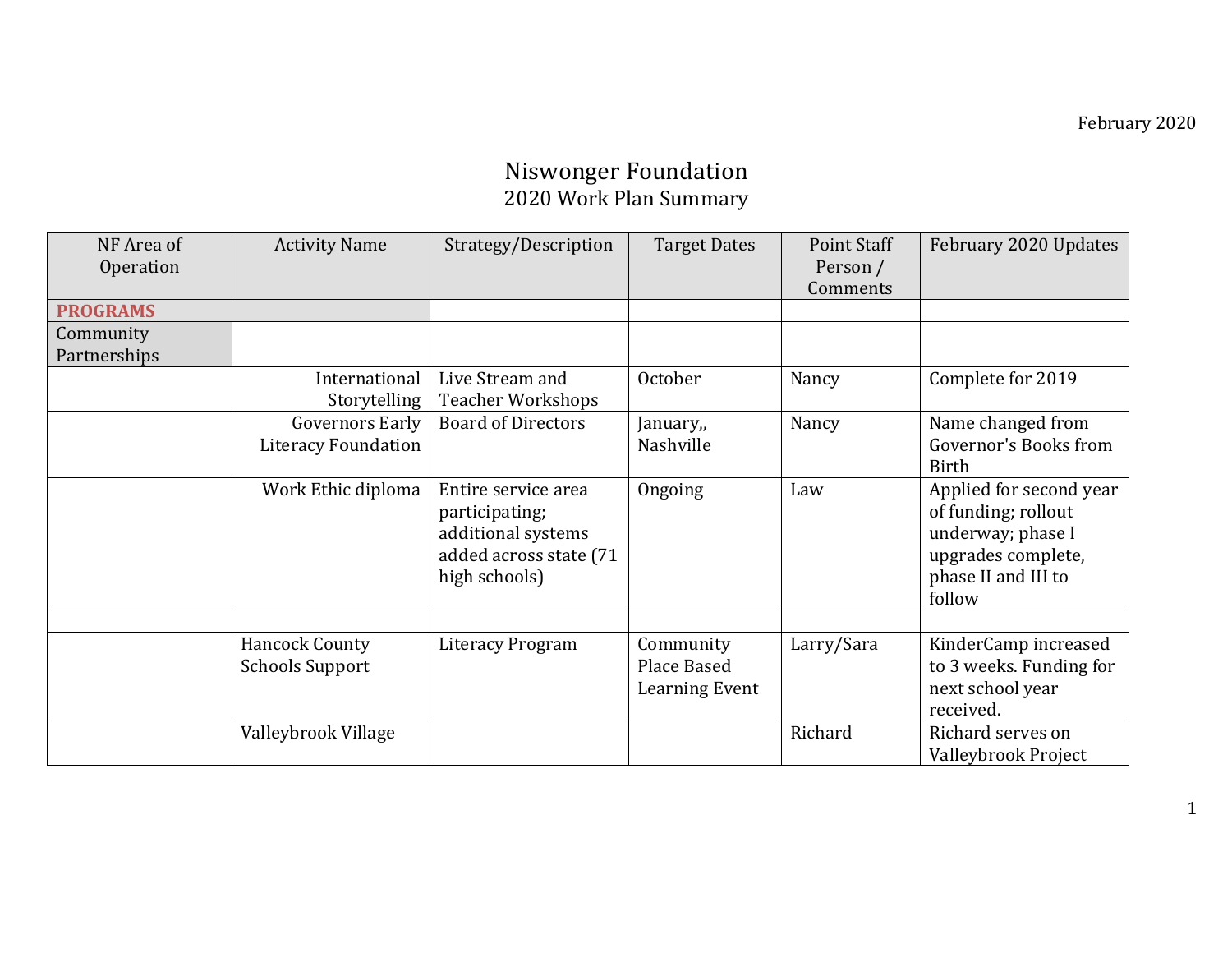February 2020

# Niswonger Foundation
## 2020 Work Plan Summary

| NF Area of Operation | Activity Name | Strategy/Description | Target Dates | Point Staff Person / Comments | February 2020 Updates |
|---|---|---|---|---|---|
| **PROGRAMS** | | | | | |
| Community Partnerships | | | | | |
| | International Storytelling | Live Stream and Teacher Workshops | October | Nancy | Complete for 2019 |
| | Governors Early Literacy Foundation | Board of Directors | January,, Nashville | Nancy | Name changed from Governor's Books from Birth |
| | Work Ethic diploma | Entire service area participating; additional systems added across state (71 high schools) | Ongoing | Law | Applied for second year of funding; rollout underway; phase I upgrades complete, phase II and III to follow |
| | | | | | |
| | Hancock County Schools Support | Literacy Program | Community Place Based Learning Event | Larry/Sara | KinderCamp increased to 3 weeks. Funding for next school year received. |
| | Valleybrook Village | | | Richard | Richard serves on Valleybrook Project |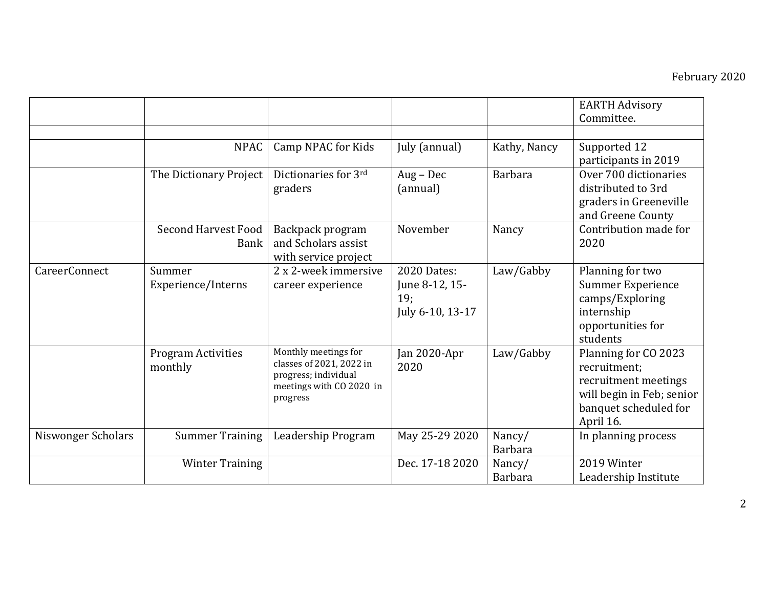February 2020

| | | | | | |
|---|---|---|---|---|---|
| | | | | | EARTH Advisory Committee. |
| | | | | | |
| | NPAC | Camp NPAC for Kids | July (annual) | Kathy, Nancy | Supported 12 participants in 2019 |
| | The Dictionary Project | Dictionaries for 3rd graders | Aug – Dec (annual) | Barbara | Over 700 dictionaries distributed to 3rd graders in Greeneville and Greene County |
| | Second Harvest Food Bank | Backpack program and Scholars assist with service project | November | Nancy | Contribution made for 2020 |
| CareerConnect | Summer Experience/Interns | 2 x 2-week immersive career experience | 2020 Dates: June 8-12, 15-19; July 6-10, 13-17 | Law/Gabby | Planning for two Summer Experience camps/Exploring internship opportunities for students |
| | Program Activities monthly | Monthly meetings for classes of 2021, 2022 in progress; individual meetings with CO 2020 in progress | Jan 2020-Apr 2020 | Law/Gabby | Planning for CO 2023 recruitment; recruitment meetings will begin in Feb; senior banquet scheduled for April 16. |
| Niswonger Scholars | Summer Training | Leadership Program | May 25-29 2020 | Nancy/ Barbara | In planning process |
| | Winter Training | | Dec. 17-18 2020 | Nancy/ Barbara | 2019 Winter Leadership Institute |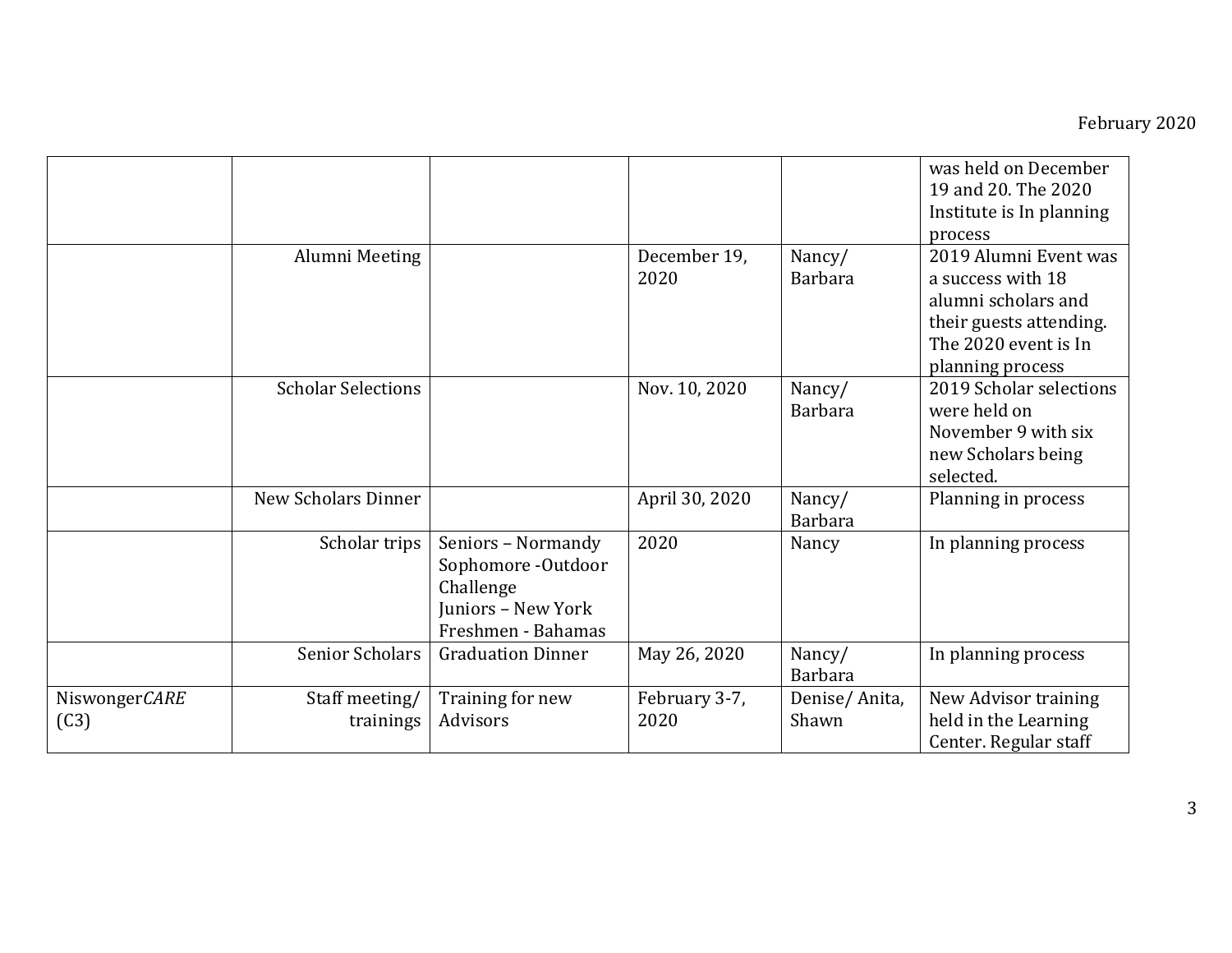| | | | | | |
|---|---|---|---|---|---|
| | | | | | was held on December 19 and 20. The 2020 Institute is In planning process |
| | Alumni Meeting | | December 19, 2020 | Nancy/ Barbara | 2019 Alumni Event was a success with 18 alumni scholars and their guests attending. The 2020 event is In planning process |
| | Scholar Selections | | Nov. 10, 2020 | Nancy/ Barbara | 2019 Scholar selections were held on November 9 with six new Scholars being selected. |
| | New Scholars Dinner | | April 30, 2020 | Nancy/ Barbara | Planning in process |
| | Scholar trips | Seniors – Normandy<br>Sophomore -Outdoor Challenge<br>Juniors – New York<br>Freshmen - Bahamas | 2020 | Nancy | In planning process |
| | Senior Scholars | Graduation Dinner | May 26, 2020 | Nancy/ Barbara | In planning process |
| Niswonger*CARE* (C3) | Staff meeting/ trainings | Training for new Advisors | February 3-7, 2020 | Denise/ Anita, Shawn | New Advisor training held in the Learning Center. Regular staff |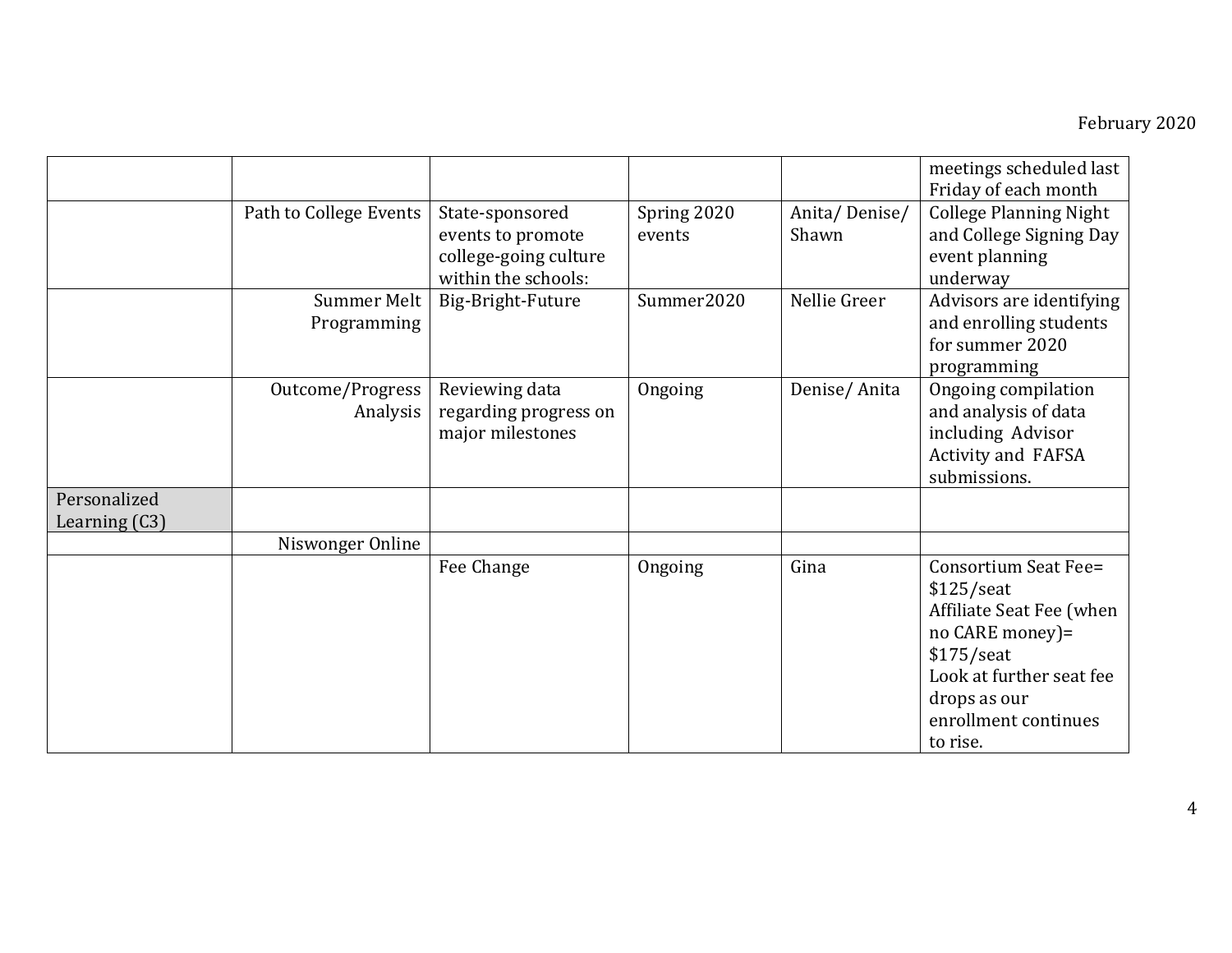February 2020

| | | | | | |
|---|---|---|---|---|---|
| | | | | | meetings scheduled last Friday of each month |
| | Path to College Events | State-sponsored events to promote college-going culture within the schools: | Spring 2020 events | Anita/ Denise/ Shawn | College Planning Night and College Signing Day event planning underway |
| | Summer Melt Programming | Big-Bright-Future | Summer2020 | Nellie Greer | Advisors are identifying and enrolling students for summer 2020 programming |
| | Outcome/Progress Analysis | Reviewing data regarding progress on major milestones | Ongoing | Denise/ Anita | Ongoing compilation and analysis of data including Advisor Activity and FAFSA submissions. |
| Personalized Learning (C3) | | | | | |
| | Niswonger Online | | | | |
| | | Fee Change | Ongoing | Gina | Consortium Seat Fee= $125/seat<br>Affiliate Seat Fee (when no CARE money)= $175/seat<br>Look at further seat fee drops as our enrollment continues to rise. |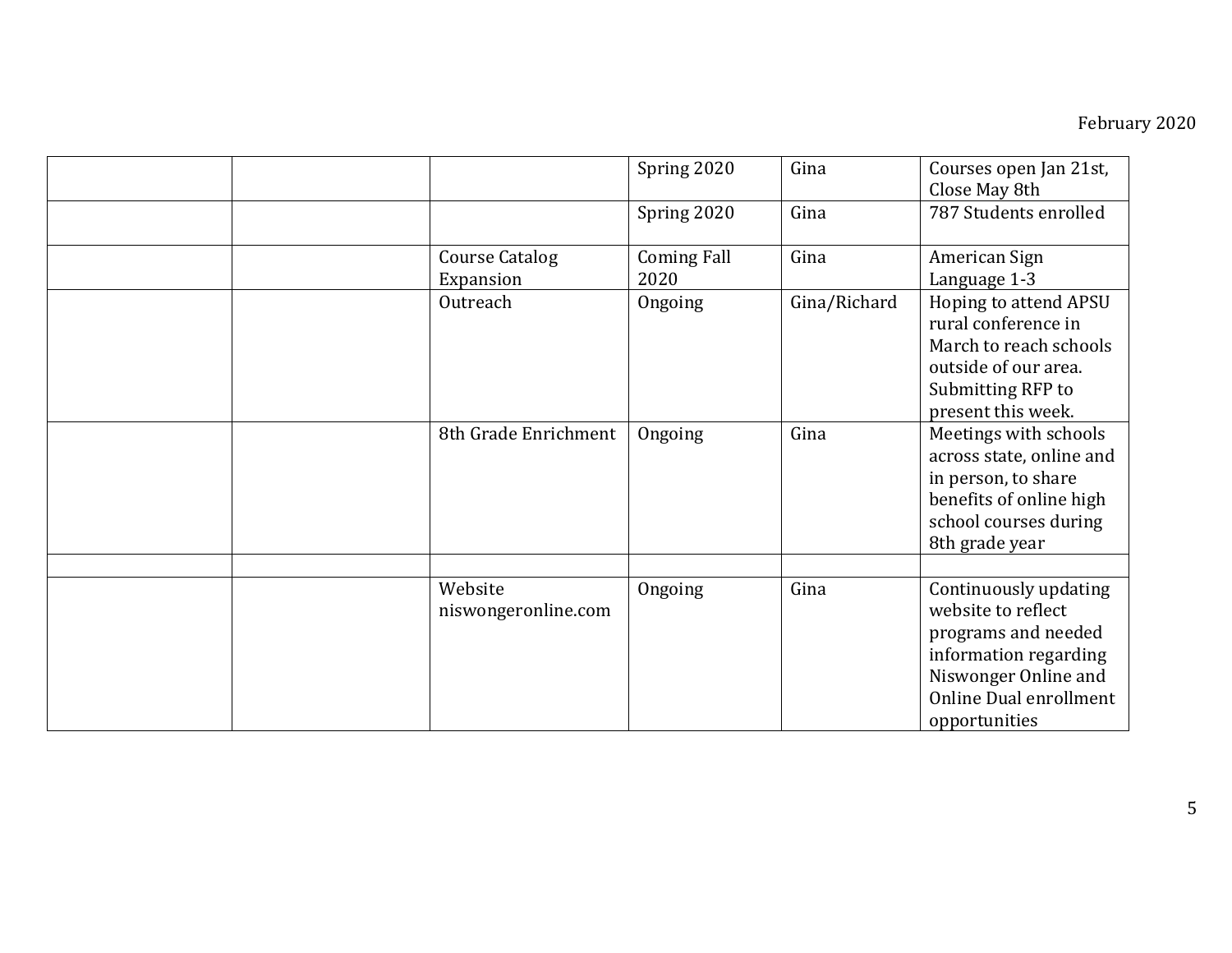February 2020

| | | | | | |
|---|---|---|---|---|---|
| | | | Spring 2020 | Gina | Courses open Jan 21st, Close May 8th |
| | | | Spring 2020 | Gina | 787 Students enrolled |
| | | Course Catalog Expansion | Coming Fall 2020 | Gina | American Sign Language 1-3 |
| | | Outreach | Ongoing | Gina/Richard | Hoping to attend APSU rural conference in March to reach schools outside of our area. Submitting RFP to present this week. |
| | | 8th Grade Enrichment | Ongoing | Gina | Meetings with schools across state, online and in person, to share benefits of online high school courses during 8th grade year |
| | | | | | |
| | | Website niswongeronline.com | Ongoing | Gina | Continuously updating website to reflect programs and needed information regarding Niswonger Online and Online Dual enrollment opportunities |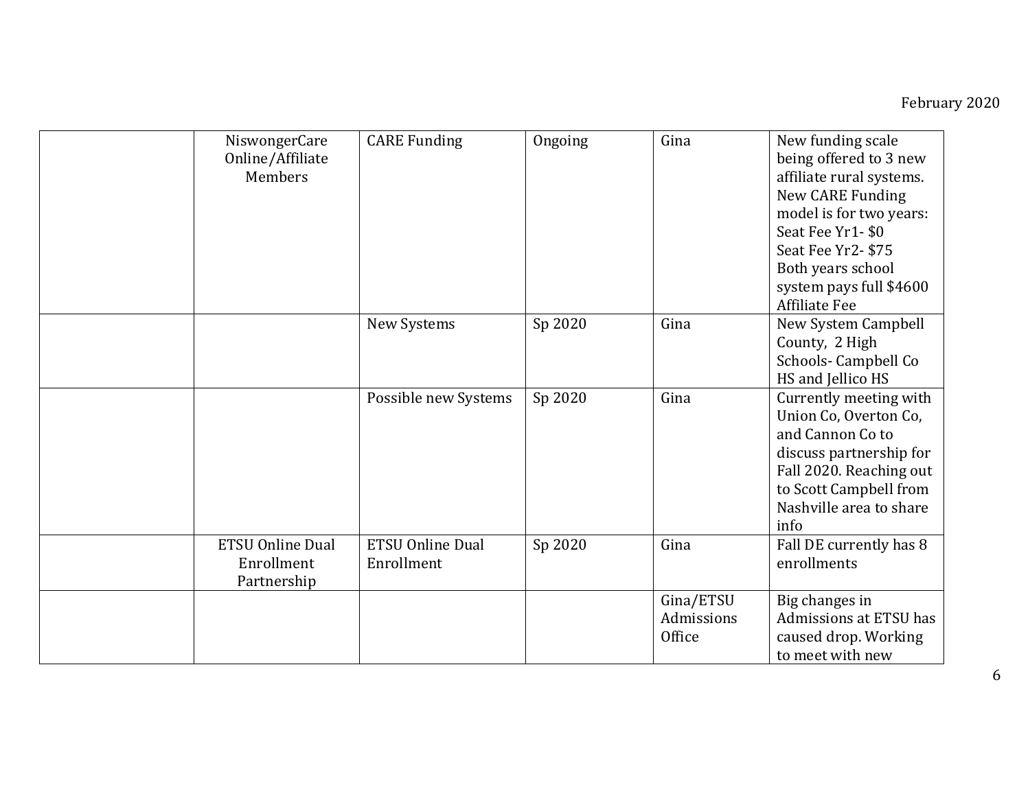| | | | | | |
|---|---|---|---|---|---|
| | NiswongerCare Online/Affiliate Members | CARE Funding | Ongoing | Gina | New funding scale being offered to 3 new affiliate rural systems. New CARE Funding model is for two years: Seat Fee Yr1- $0 Seat Fee Yr2- $75 Both years school system pays full $4600 Affiliate Fee |
| | | New Systems | Sp 2020 | Gina | New System Campbell County, 2 High Schools- Campbell Co HS and Jellico HS |
| | | Possible new Systems | Sp 2020 | Gina | Currently meeting with Union Co, Overton Co, and Cannon Co to discuss partnership for Fall 2020. Reaching out to Scott Campbell from Nashville area to share info |
| | ETSU Online Dual Enrollment Partnership | ETSU Online Dual Enrollment | Sp 2020 | Gina | Fall DE currently has 8 enrollments |
| | | | | Gina/ETSU Admissions Office | Big changes in Admissions at ETSU has caused drop. Working to meet with new |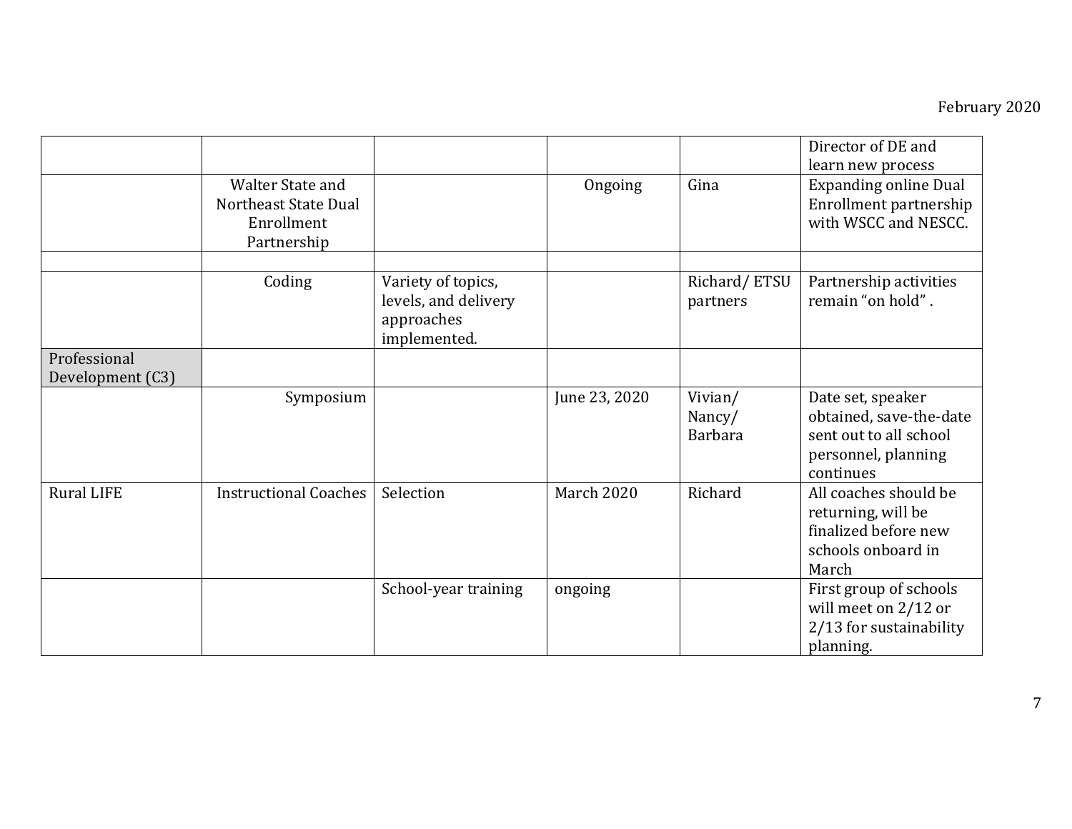| | | | | | |
|---|---|---|---|---|---|
| | | | | | Director of DE and learn new process |
| | Walter State and Northeast State Dual Enrollment Partnership | | Ongoing | Gina | Expanding online Dual Enrollment partnership with WSCC and NESCC. |
| | | | | | |
| | Coding | Variety of topics, levels, and delivery approaches implemented. | | Richard/ ETSU partners | Partnership activities remain "on hold" . |
| Professional Development (C3) | | | | | |
| | Symposium | | June 23, 2020 | Vivian/ Nancy/ Barbara | Date set, speaker obtained, save-the-date sent out to all school personnel, planning continues |
| Rural LIFE | Instructional Coaches | Selection | March 2020 | Richard | All coaches should be returning, will be finalized before new schools onboard in March |
| | | School-year training | ongoing | | First group of schools will meet on 2/12 or 2/13 for sustainability planning. |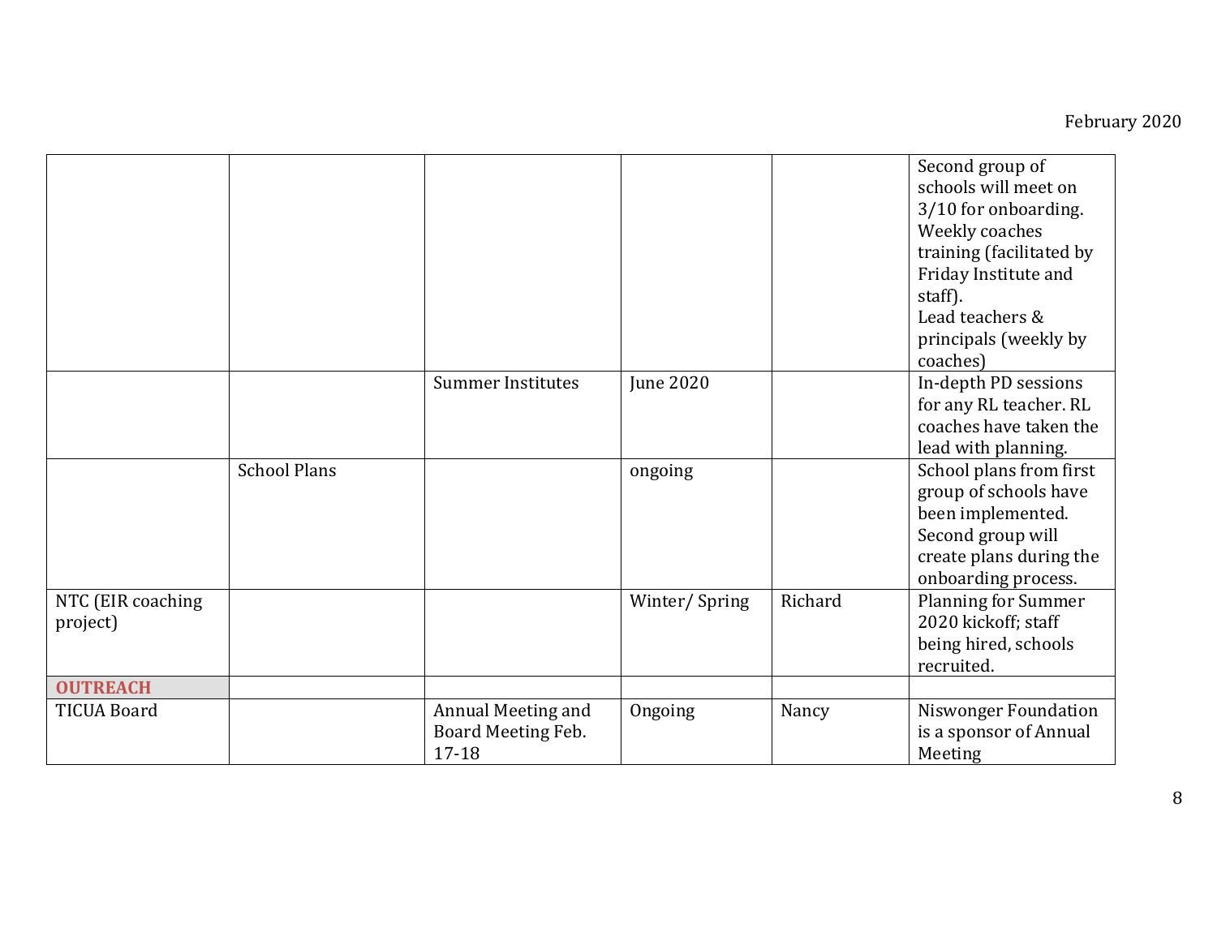| | | | | | |
|---|---|---|---|---|---|
| | | | | | Second group of schools will meet on 3/10 for onboarding. Weekly coaches training (facilitated by Friday Institute and staff). Lead teachers & principals (weekly by coaches) |
| | | Summer Institutes | June 2020 | | In-depth PD sessions for any RL teacher. RL coaches have taken the lead with planning. |
| | School Plans | | ongoing | | School plans from first group of schools have been implemented. Second group will create plans during the onboarding process. |
| NTC (EIR coaching project) | | | Winter/ Spring | Richard | Planning for Summer 2020 kickoff; staff being hired, schools recruited. |
| **OUTREACH** | | | | | |
| TICUA Board | | Annual Meeting and Board Meeting Feb. 17-18 | Ongoing | Nancy | Niswonger Foundation is a sponsor of Annual Meeting |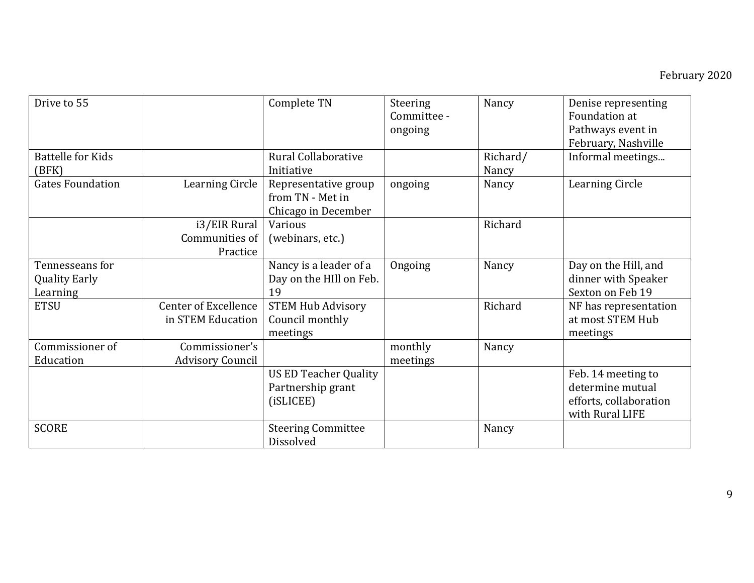February 2020

| | | | | | |
|---|---|---|---|---|---|
| Drive to 55 | | Complete TN | Steering Committee - ongoing | Nancy | Denise representing Foundation at Pathways event in February, Nashville |
| Battelle for Kids (BFK) | | Rural Collaborative Initiative | | Richard/ Nancy | Informal meetings... |
| Gates Foundation | Learning Circle | Representative group from TN - Met in Chicago in December | ongoing | Nancy | Learning Circle |
| | i3/EIR Rural Communities of Practice | Various (webinars, etc.) | | Richard | |
| Tennesseans for Quality Early Learning | | Nancy is a leader of a Day on the HIll on Feb. 19 | Ongoing | Nancy | Day on the Hill, and dinner with Speaker Sexton on Feb 19 |
| ETSU | Center of Excellence in STEM Education | STEM Hub Advisory Council monthly meetings | | Richard | NF has representation at most STEM Hub meetings |
| Commissioner of Education | Commissioner's Advisory Council | | monthly meetings | Nancy | |
| | | US ED Teacher Quality Partnership grant (iSLICEE) | | | Feb. 14 meeting to determine mutual efforts, collaboration with Rural LIFE |
| SCORE | | Steering Committee Dissolved | | Nancy | |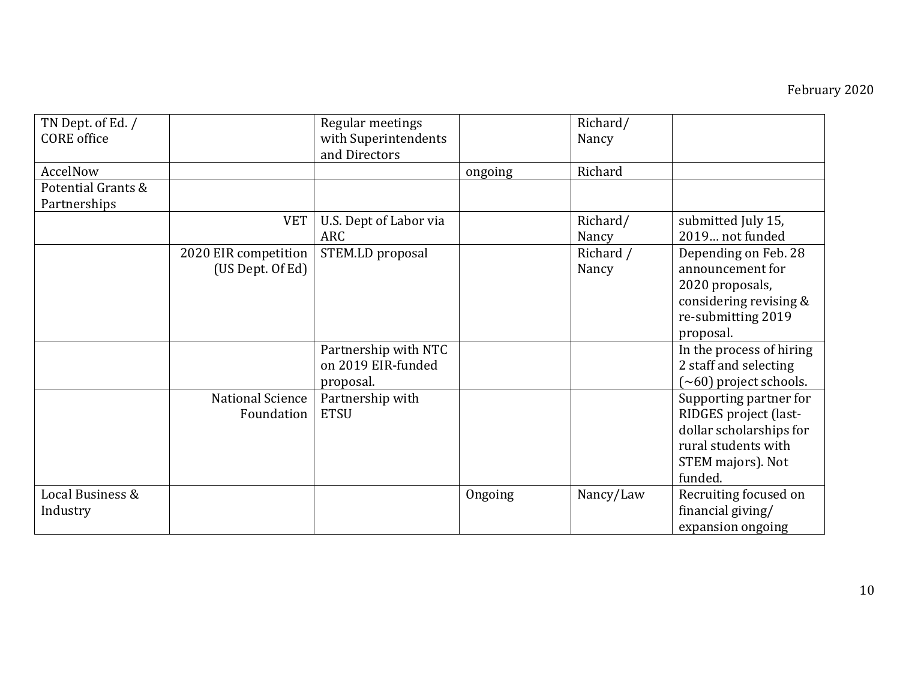February 2020

| TN Dept. of Ed. / CORE office | | Regular meetings with Superintendents and Directors | | Richard/ Nancy | |
|---|---|---|---|---|---|
| AccelNow | | | ongoing | Richard | |
| Potential Grants & Partnerships | | | | | |
| | VET | U.S. Dept of Labor via ARC | | Richard/ Nancy | submitted July 15, 2019… not funded |
| | 2020 EIR competition (US Dept. Of Ed) | STEM.LD proposal | | Richard / Nancy | Depending on Feb. 28 announcement for 2020 proposals, considering revising & re-submitting 2019 proposal. |
| | | Partnership with NTC on 2019 EIR-funded proposal. | | | In the process of hiring 2 staff and selecting (~60) project schools. |
| | National Science Foundation | Partnership with ETSU | | | Supporting partner for RIDGES project (last-dollar scholarships for rural students with STEM majors). Not funded. |
| Local Business & Industry | | | Ongoing | Nancy/Law | Recruiting focused on financial giving/ expansion ongoing |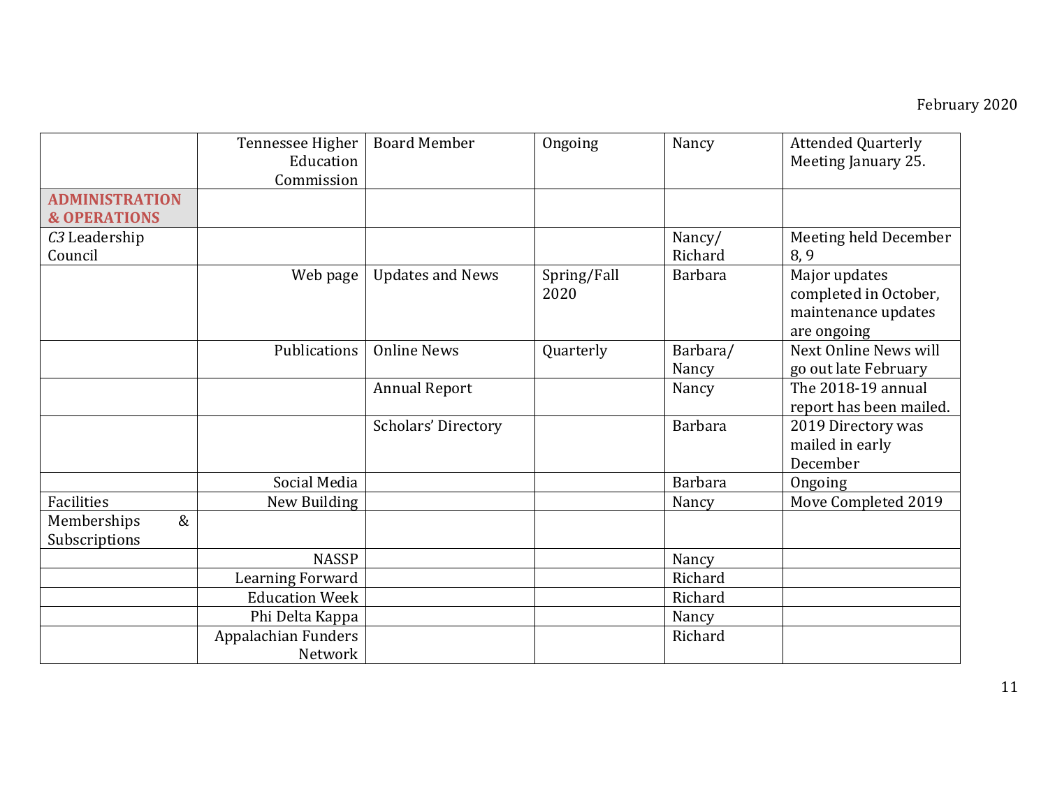February 2020

| | | | | | |
|---|---|---|---|---|---|
| | Tennessee Higher Education Commission | Board Member | Ongoing | Nancy | Attended Quarterly Meeting January 25. |
| **ADMINISTRATION & OPERATIONS** | | | | | |
| *C3* Leadership Council | | | | Nancy/ Richard | Meeting held December 8, 9 |
| | Web page | Updates and News | Spring/Fall 2020 | Barbara | Major updates completed in October, maintenance updates are ongoing |
| | Publications | Online News | Quarterly | Barbara/ Nancy | Next Online News will go out late February |
| | | Annual Report | | Nancy | The 2018-19 annual report has been mailed. |
| | | Scholars' Directory | | Barbara | 2019 Directory was mailed in early December |
| | Social Media | | | Barbara | Ongoing |
| Facilities | New Building | | | Nancy | Move Completed 2019 |
| Memberships & Subscriptions | | | | | |
| | NASSP | | | Nancy | |
| | Learning Forward | | | Richard | |
| | Education Week | | | Richard | |
| | Phi Delta Kappa | | | Nancy | |
| | Appalachian Funders Network | | | Richard | |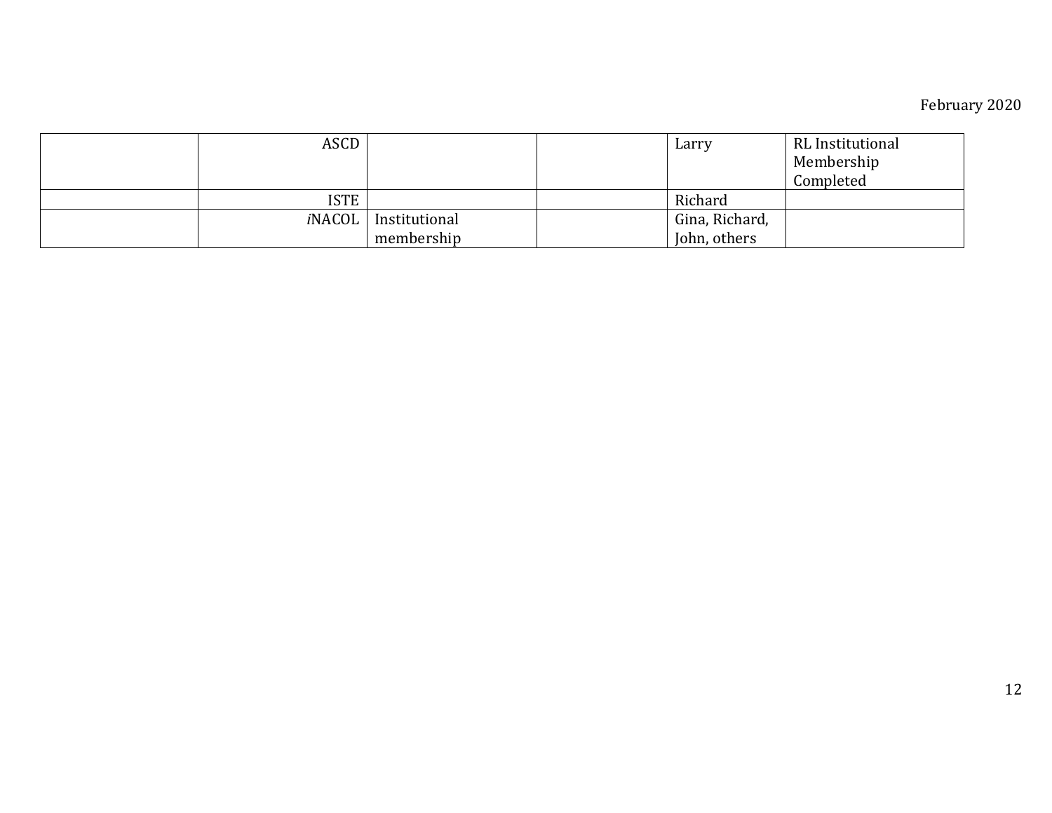February 2020

| | | | | | |
|---|---|---|---|---|---|
| | ASCD | | | Larry | RL Institutional Membership Completed |
| | ISTE | | | Richard | |
| | *i*NACOL | Institutional membership | | Gina, Richard, John, others | |